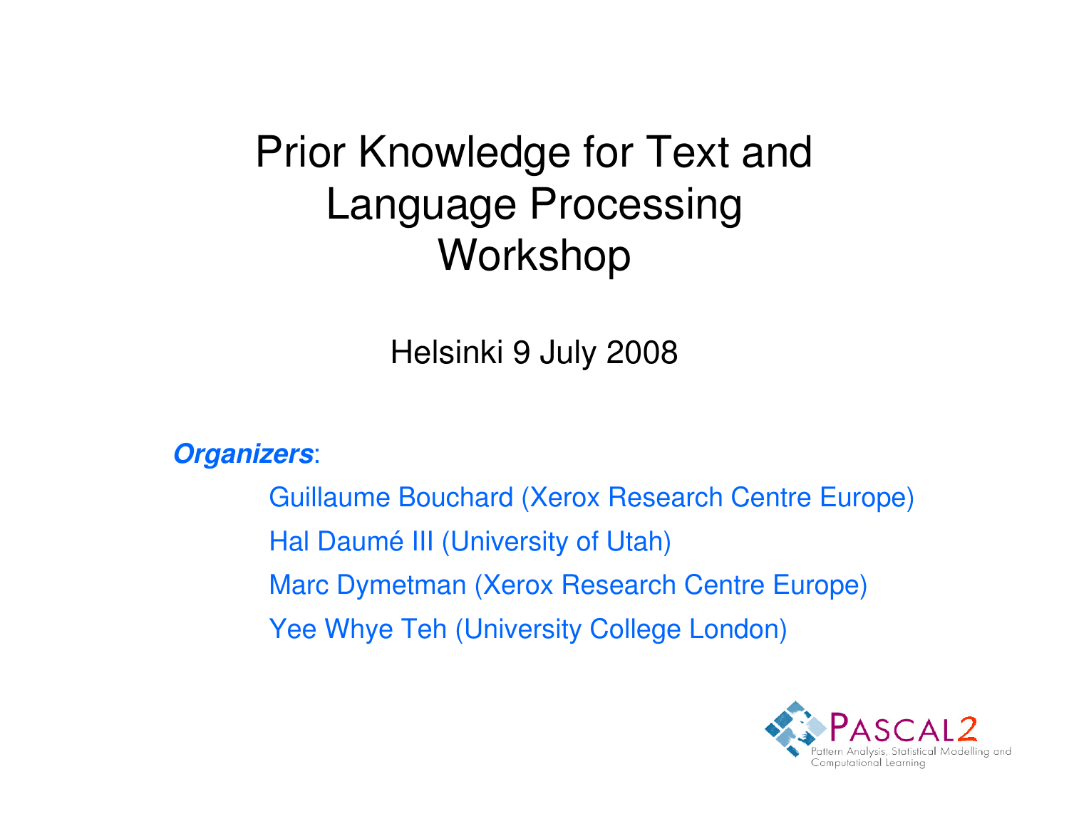# Prior Knowledge for Text and Language Processing Workshop

Helsinki 9 July 2008

***Organizers***:

Guillaume Bouchard (Xerox Research Centre Europe)

Hal Daumé III (University of Utah)

Marc Dymetman (Xerox Research Centre Europe)

Yee Whye Teh (University College London)

PASCAL2

Pattern Analysis, Statistical Modelling and Computational Learning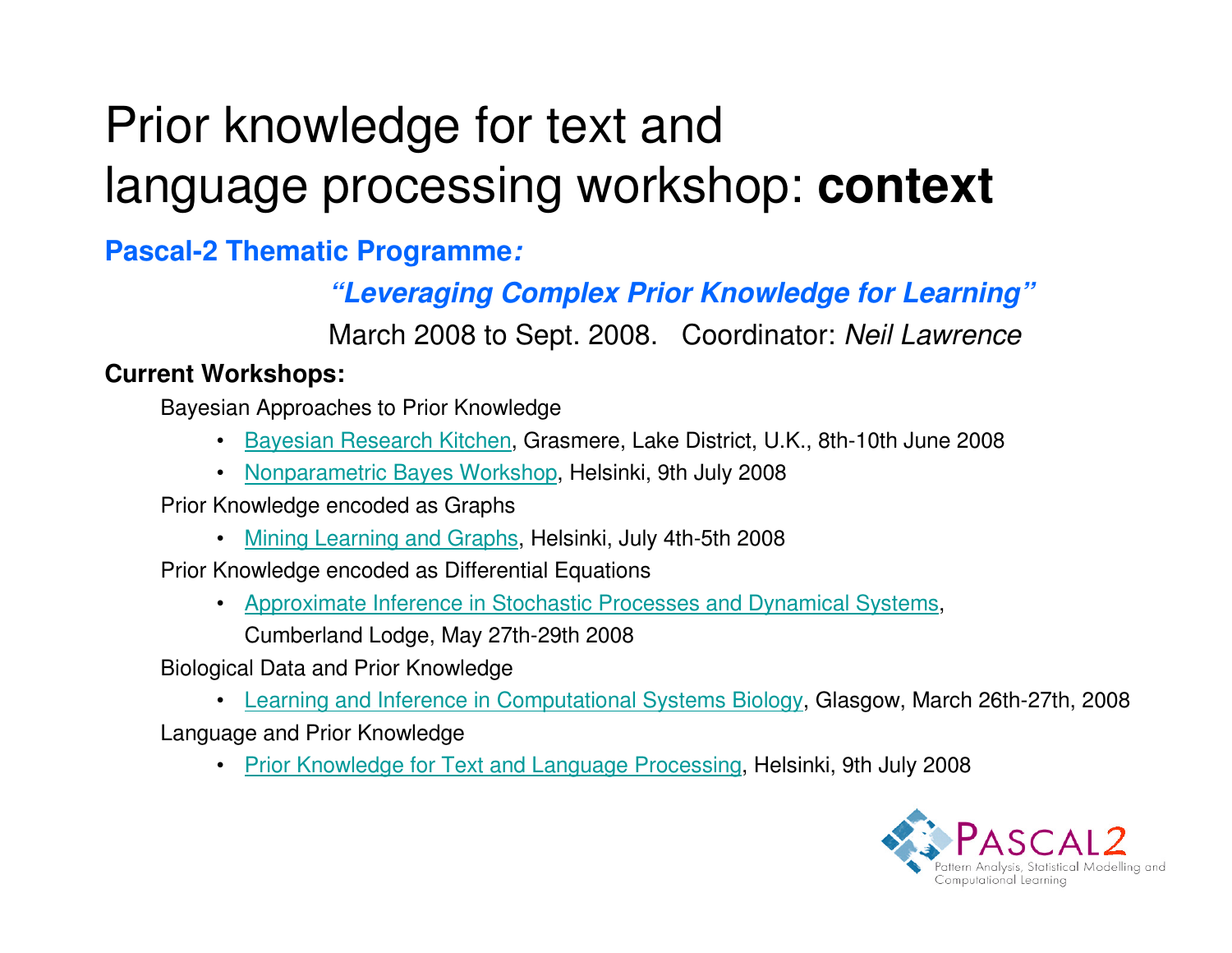# Prior knowledge for text and language processing workshop: **context**

**Pascal-2 Thematic Programme:**

***"Leveraging Complex Prior Knowledge for Learning"***

March 2008 to Sept. 2008. Coordinator: *Neil Lawrence*

**Current Workshops:**

Bayesian Approaches to Prior Knowledge

- Bayesian Research Kitchen, Grasmere, Lake District, U.K., 8th-10th June 2008
- Nonparametric Bayes Workshop, Helsinki, 9th July 2008

Prior Knowledge encoded as Graphs

- Mining Learning and Graphs, Helsinki, July 4th-5th 2008

Prior Knowledge encoded as Differential Equations

- Approximate Inference in Stochastic Processes and Dynamical Systems, Cumberland Lodge, May 27th-29th 2008

Biological Data and Prior Knowledge

- Learning and Inference in Computational Systems Biology, Glasgow, March 26th-27th, 2008

Language and Prior Knowledge

- Prior Knowledge for Text and Language Processing, Helsinki, 9th July 2008

PASCAL2
Pattern Analysis, Statistical Modelling and Computational Learning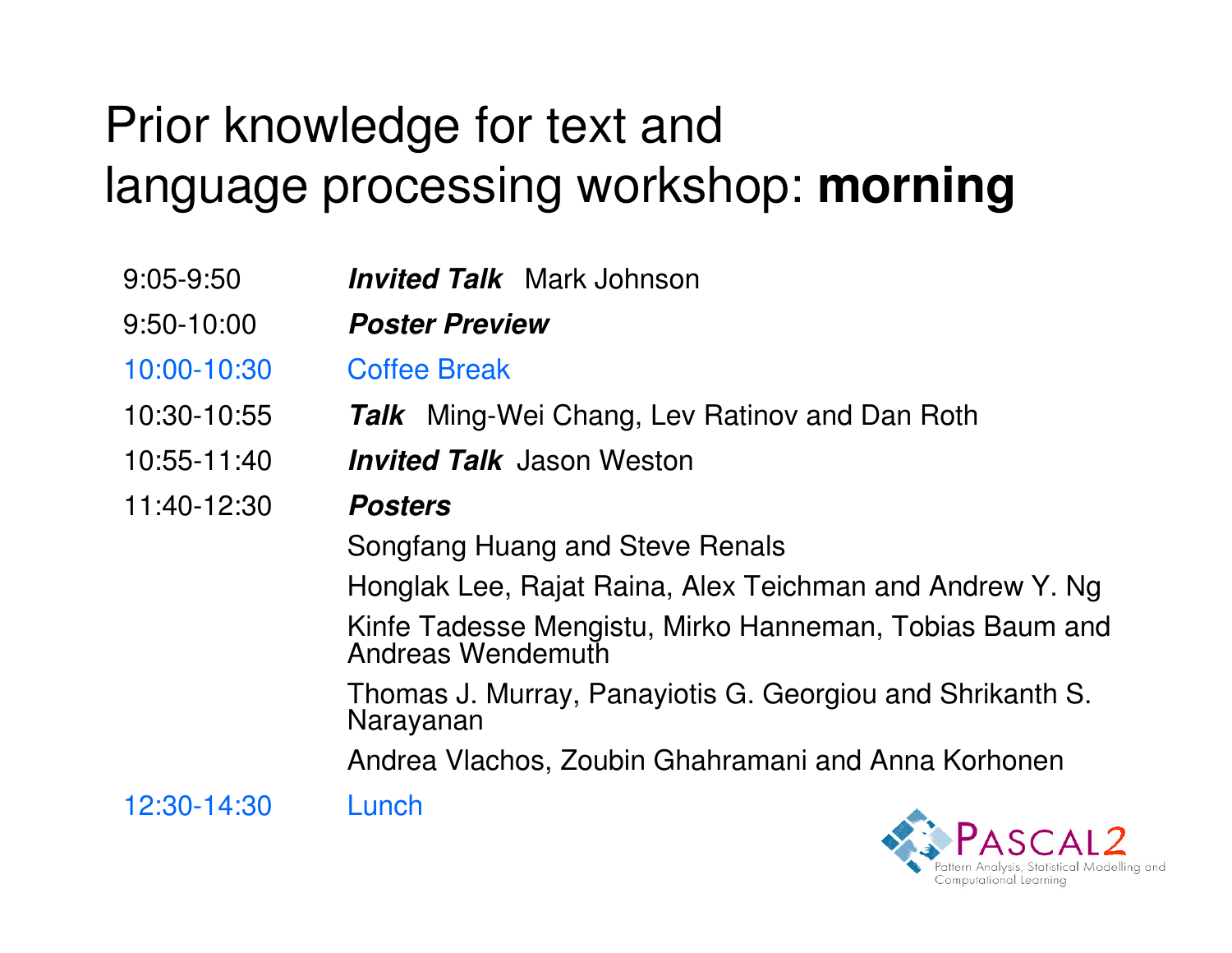# Prior knowledge for text and language processing workshop: **morning**

| | |
|---|---|
| 9:05-9:50 | ***Invited Talk*** Mark Johnson |
| 9:50-10:00 | ***Poster Preview*** |
| 10:00-10:30 | Coffee Break |
| 10:30-10:55 | ***Talk*** Ming-Wei Chang, Lev Ratinov and Dan Roth |
| 10:55-11:40 | ***Invited Talk*** Jason Weston |
| 11:40-12:30 | ***Posters*** |
| | Songfang Huang and Steve Renals |
| | Honglak Lee, Rajat Raina, Alex Teichman and Andrew Y. Ng |
| | Kinfe Tadesse Mengistu, Mirko Hanneman, Tobias Baum and Andreas Wendemuth |
| | Thomas J. Murray, Panayiotis G. Georgiou and Shrikanth S. Narayanan |
| | Andrea Vlachos, Zoubin Ghahramani and Anna Korhonen |
| 12:30-14:30 | Lunch |

PASCAL2
Pattern Analysis, Statistical Modelling and Computational Learning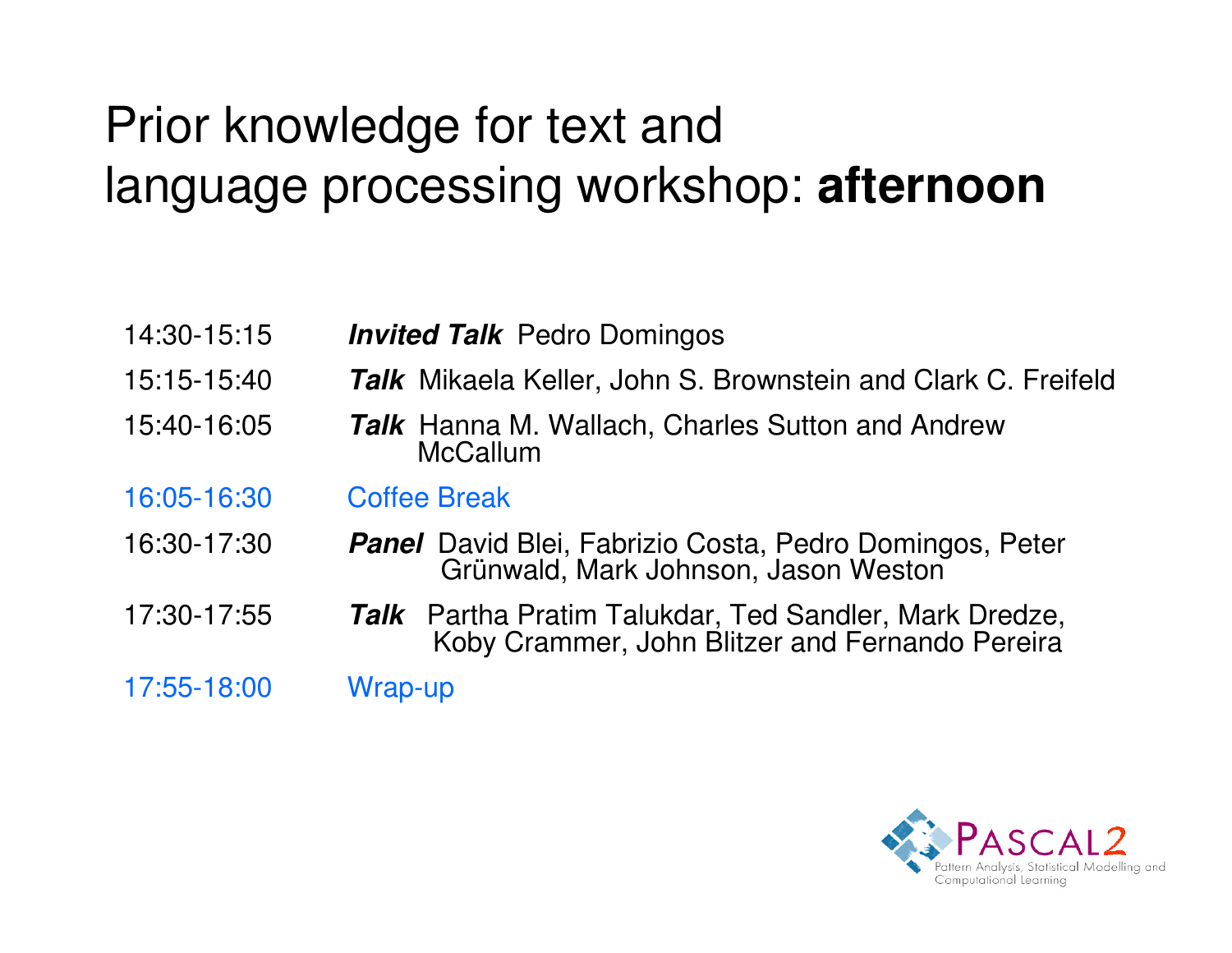# Prior knowledge for text and language processing workshop: **afternoon**

| | |
|---|---|
| 14:30-15:15 | ***Invited Talk*** Pedro Domingos |
| 15:15-15:40 | ***Talk*** Mikaela Keller, John S. Brownstein and Clark C. Freifeld |
| 15:40-16:05 | ***Talk*** Hanna M. Wallach, Charles Sutton and Andrew McCallum |
| 16:05-16:30 | Coffee Break |
| 16:30-17:30 | ***Panel*** David Blei, Fabrizio Costa, Pedro Domingos, Peter Grünwald, Mark Johnson, Jason Weston |
| 17:30-17:55 | ***Talk*** Partha Pratim Talukdar, Ted Sandler, Mark Dredze, Koby Crammer, John Blitzer and Fernando Pereira |
| 17:55-18:00 | Wrap-up |

PASCAL2
Pattern Analysis, Statistical Modelling and Computational Learning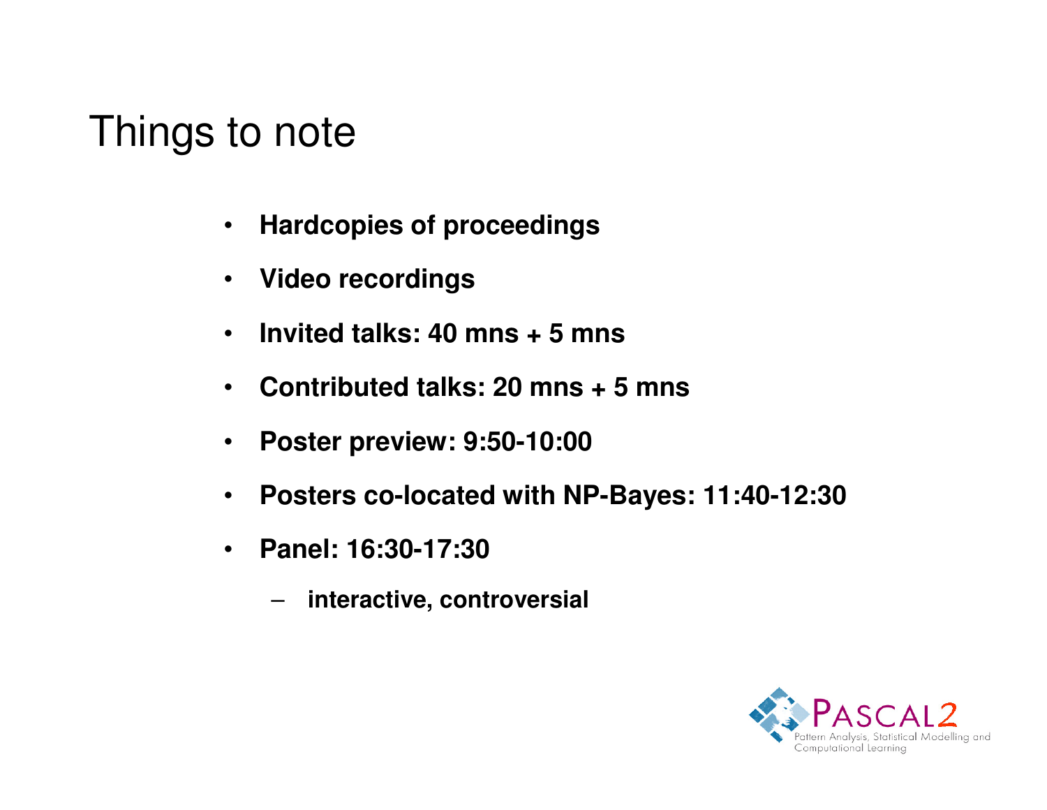# Things to note

- **Hardcopies of proceedings**
- **Video recordings**
- **Invited talks: 40 mns + 5 mns**
- **Contributed talks: 20 mns + 5 mns**
- **Poster preview: 9:50-10:00**
- **Posters co-located with NP-Bayes: 11:40-12:30**
- **Panel: 16:30-17:30**
  - **interactive, controversial**

PASCAL2
Pattern Analysis, Statistical Modelling and Computational Learning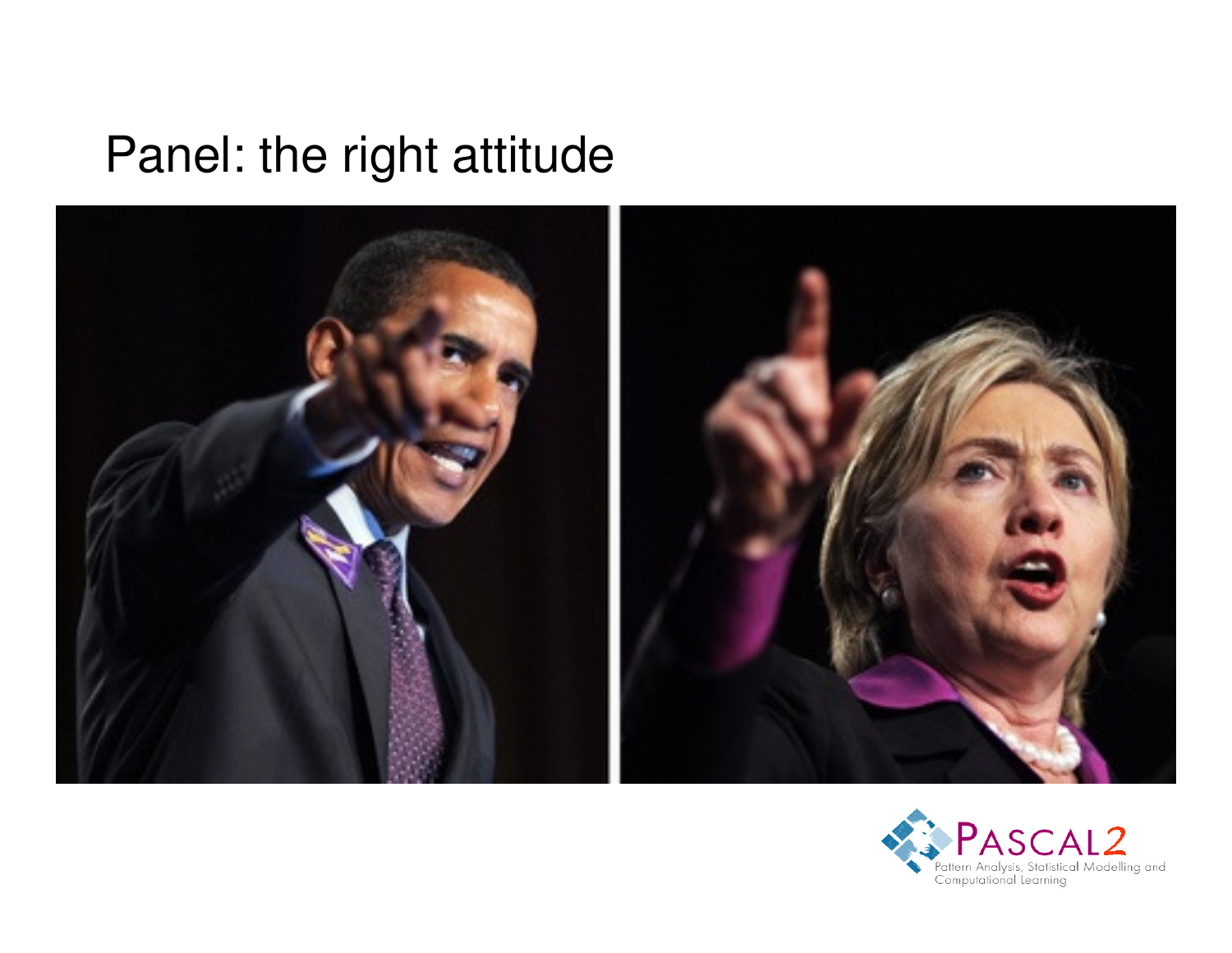# Panel: the right attitude

PASCAL2
Pattern Analysis, Statistical Modelling and Computational Learning